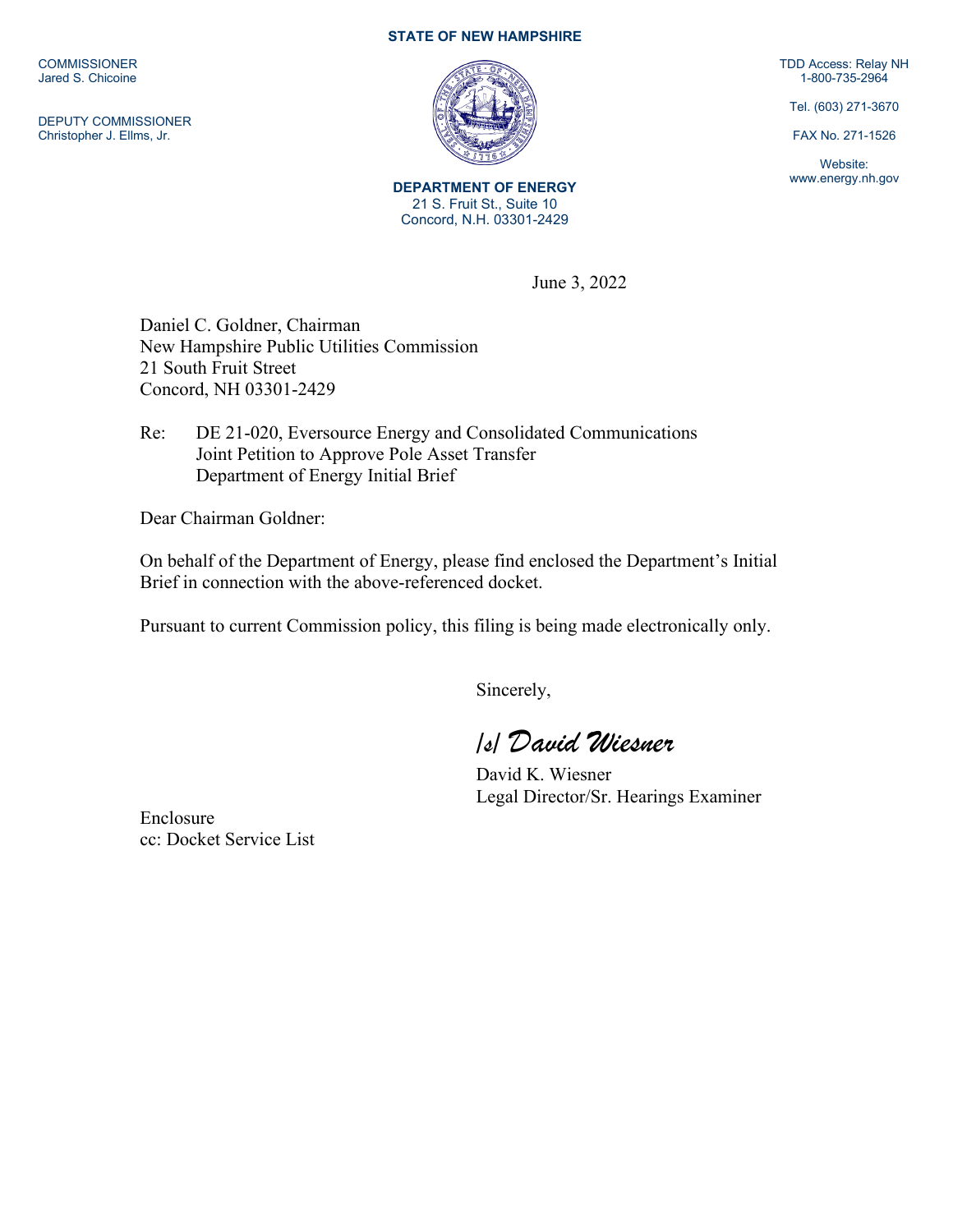**STATE OF NEW HAMPSHIRE**

COMMISSIONER
Jared S. Chicoine

DEPUTY COMMISSIONER
Christopher J. Ellms, Jr.

TDD Access: Relay NH
1-800-735-2964

Tel. (603) 271-3670

FAX No. 271-1526

Website:
www.energy.nh.gov

**DEPARTMENT OF ENERGY**
21 S. Fruit St., Suite 10
Concord, N.H. 03301-2429

June 3, 2022

Daniel C. Goldner, Chairman
New Hampshire Public Utilities Commission
21 South Fruit Street
Concord, NH 03301-2429

Re: DE 21-020, Eversource Energy and Consolidated Communications
Joint Petition to Approve Pole Asset Transfer
Department of Energy Initial Brief

Dear Chairman Goldner:

On behalf of the Department of Energy, please find enclosed the Department's Initial Brief in connection with the above-referenced docket.

Pursuant to current Commission policy, this filing is being made electronically only.

Sincerely,

*/s/ David Wiesner*

David K. Wiesner
Legal Director/Sr. Hearings Examiner

Enclosure
cc: Docket Service List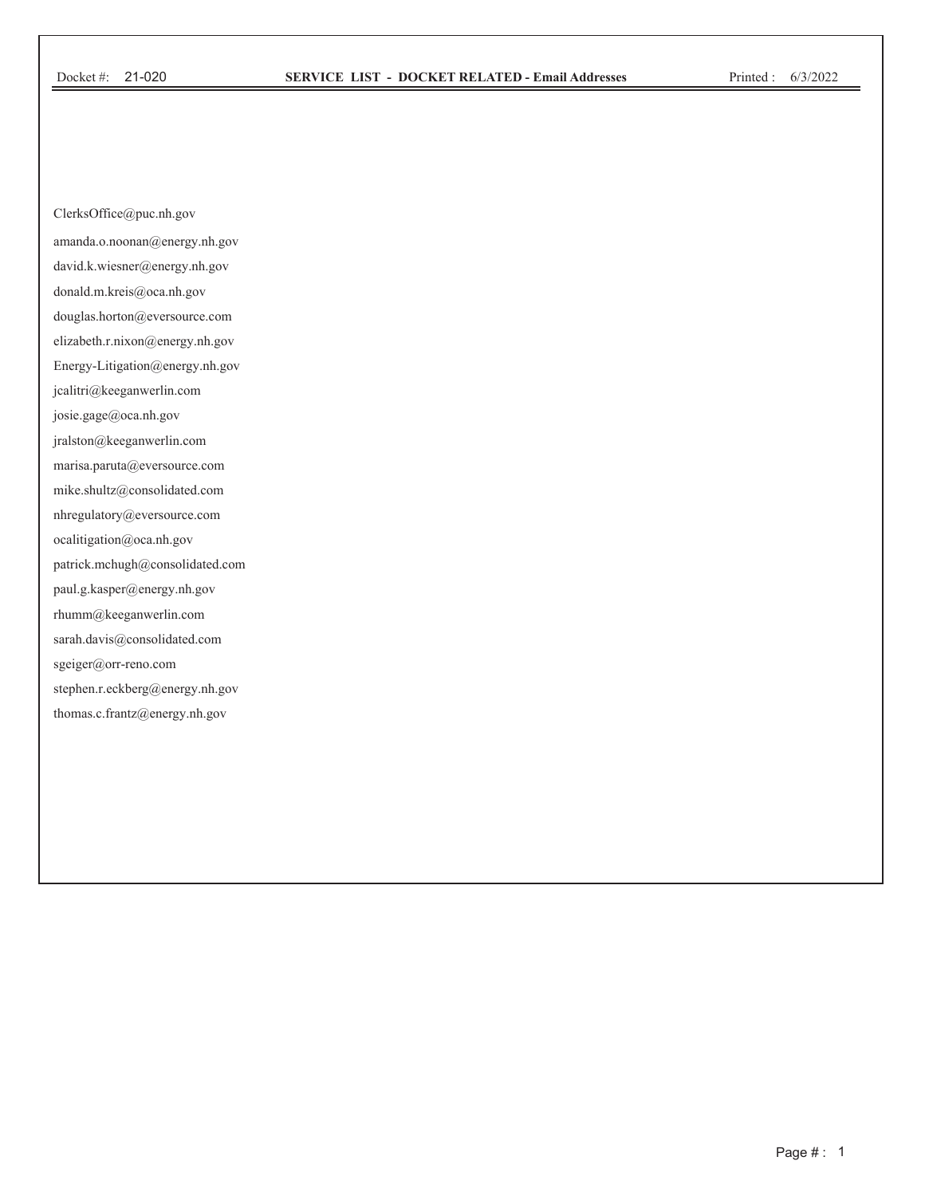Docket #: 21-020 **SERVICE LIST - DOCKET RELATED - Email Addresses** Printed : 6/3/2022

ClerksOffice@puc.nh.gov
amanda.o.noonan@energy.nh.gov
david.k.wiesner@energy.nh.gov
donald.m.kreis@oca.nh.gov
douglas.horton@eversource.com
elizabeth.r.nixon@energy.nh.gov
Energy-Litigation@energy.nh.gov
jcalitri@keeganwerlin.com
josie.gage@oca.nh.gov
jralston@keeganwerlin.com
marisa.paruta@eversource.com
mike.shultz@consolidated.com
nhregulatory@eversource.com
ocalitigation@oca.nh.gov
patrick.mchugh@consolidated.com
paul.g.kasper@energy.nh.gov
rhumm@keeganwerlin.com
sarah.davis@consolidated.com
sgeiger@orr-reno.com
stephen.r.eckberg@energy.nh.gov
thomas.c.frantz@energy.nh.gov